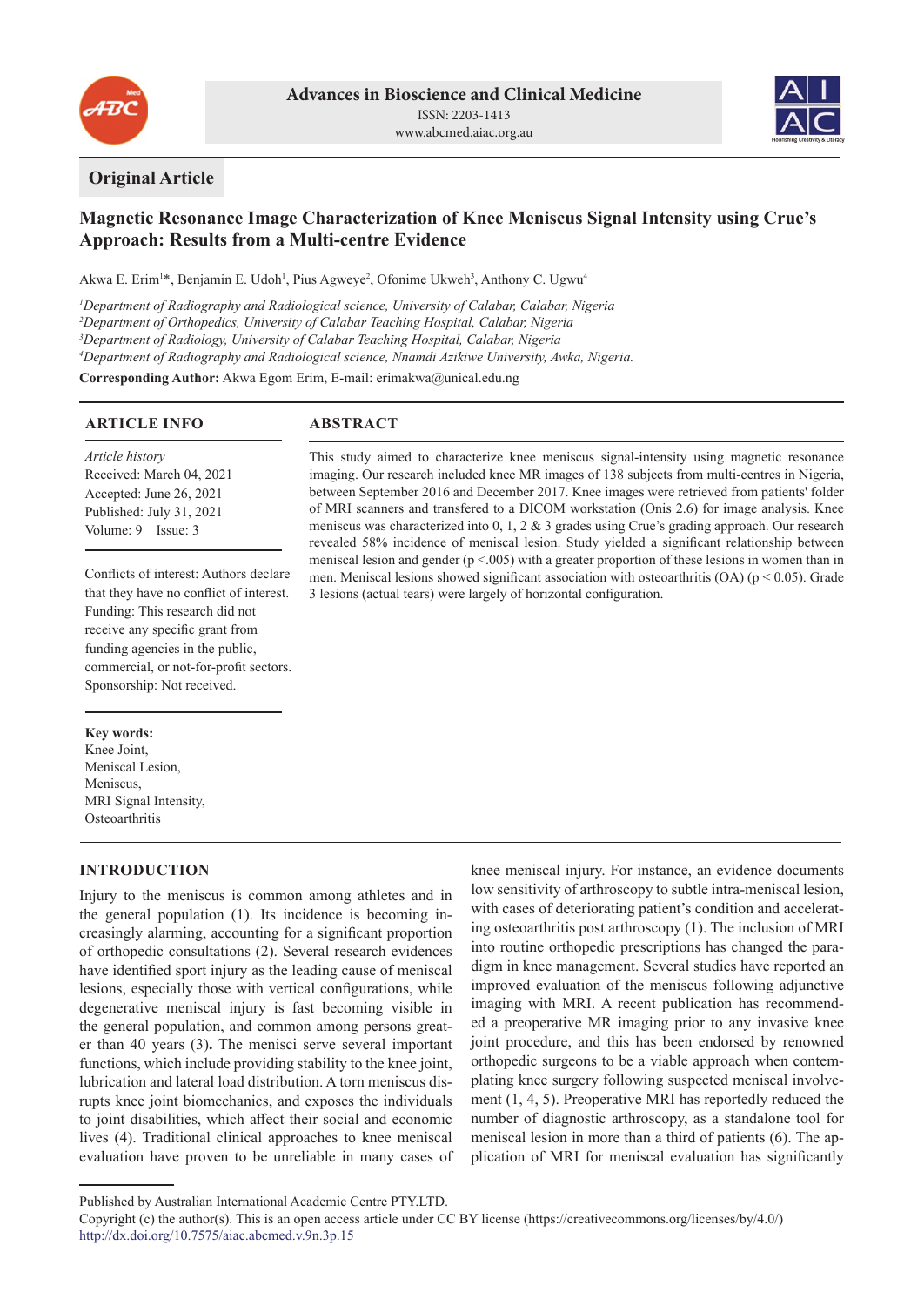**Original Article**

# Magnetic Resonance Image Characterization of Knee Meniscus Signal Intensity using Crue's Approach: Results from a Multi-centre Evidence

Akwa E. Erim[1]*, Benjamin E. Udoh[1], Pius Agweye[2], Ofonime Ukweh[3], Anthony C. Ugwu[4]

[1]*Department of Radiography and Radiological science, University of Calabar, Calabar, Nigeria*
[2]*Department of Orthopedics, University of Calabar Teaching Hospital, Calabar, Nigeria*
[3]*Department of Radiology, University of Calabar Teaching Hospital, Calabar, Nigeria*
[4]*Department of Radiography and Radiological science, Nnamdi Azikiwe University, Awka, Nigeria.*

**Corresponding Author:** Akwa Egom Erim, E-mail: erimakwa@unical.edu.ng

## ARTICLE INFO

*Article history*
Received: March 04, 2021
Accepted: June 26, 2021
Published: July 31, 2021
Volume: 9 Issue: 3

Conflicts of interest: Authors declare that they have no conflict of interest.
Funding: This research did not receive any specific grant from funding agencies in the public, commercial, or not-for-profit sectors.
Sponsorship: Not received.

**Key words:**
Knee Joint,
Meniscal Lesion,
Meniscus,
MRI Signal Intensity,
Osteoarthritis

## ABSTRACT

This study aimed to characterize knee meniscus signal-intensity using magnetic resonance imaging. Our research included knee MR images of 138 subjects from multi-centres in Nigeria, between September 2016 and December 2017. Knee images were retrieved from patients' folder of MRI scanners and transfered to a DICOM workstation (Onis 2.6) for image analysis. Knee meniscus was characterized into 0, 1, 2 & 3 grades using Crue's grading approach. Our research revealed 58% incidence of meniscal lesion. Study yielded a significant relationship between meniscal lesion and gender ($p < .005$) with a greater proportion of these lesions in women than in men. Meniscal lesions showed significant association with osteoarthritis (OA) ($p < 0.05$). Grade 3 lesions (actual tears) were largely of horizontal configuration.

## INTRODUCTION

Injury to the meniscus is common among athletes and in the general population (1). Its incidence is becoming increasingly alarming, accounting for a significant proportion of orthopedic consultations (2). Several research evidences have identified sport injury as the leading cause of meniscal lesions, especially those with vertical configurations, while degenerative meniscal injury is fast becoming visible in the general population, and common among persons greater than 40 years (3). The menisci serve several important functions, which include providing stability to the knee joint, lubrication and lateral load distribution. A torn meniscus disrupts knee joint biomechanics, and exposes the individuals to joint disabilities, which affect their social and economic lives (4). Traditional clinical approaches to knee meniscal evaluation have proven to be unreliable in many cases of knee meniscal injury. For instance, an evidence documents low sensitivity of arthroscopy to subtle intra-meniscal lesion, with cases of deteriorating patient's condition and accelerating osteoarthritis post arthroscopy (1). The inclusion of MRI into routine orthopedic prescriptions has changed the paradigm in knee management. Several studies have reported an improved evaluation of the meniscus following adjunctive imaging with MRI. A recent publication has recommended a preoperative MR imaging prior to any invasive knee joint procedure, and this has been endorsed by renowned orthopedic surgeons to be a viable approach when contemplating knee surgery following suspected meniscal involvement (1, 4, 5). Preoperative MRI has reportedly reduced the number of diagnostic arthroscopy, as a standalone tool for meniscal lesion in more than a third of patients (6). The application of MRI for meniscal evaluation has significantly

Published by Australian International Academic Centre PTY.LTD.
Copyright (c) the author(s). This is an open access article under CC BY license (https://creativecommons.org/licenses/by/4.0/)
http://dx.doi.org/10.7575/aiac.abcmed.v.9n.3p.15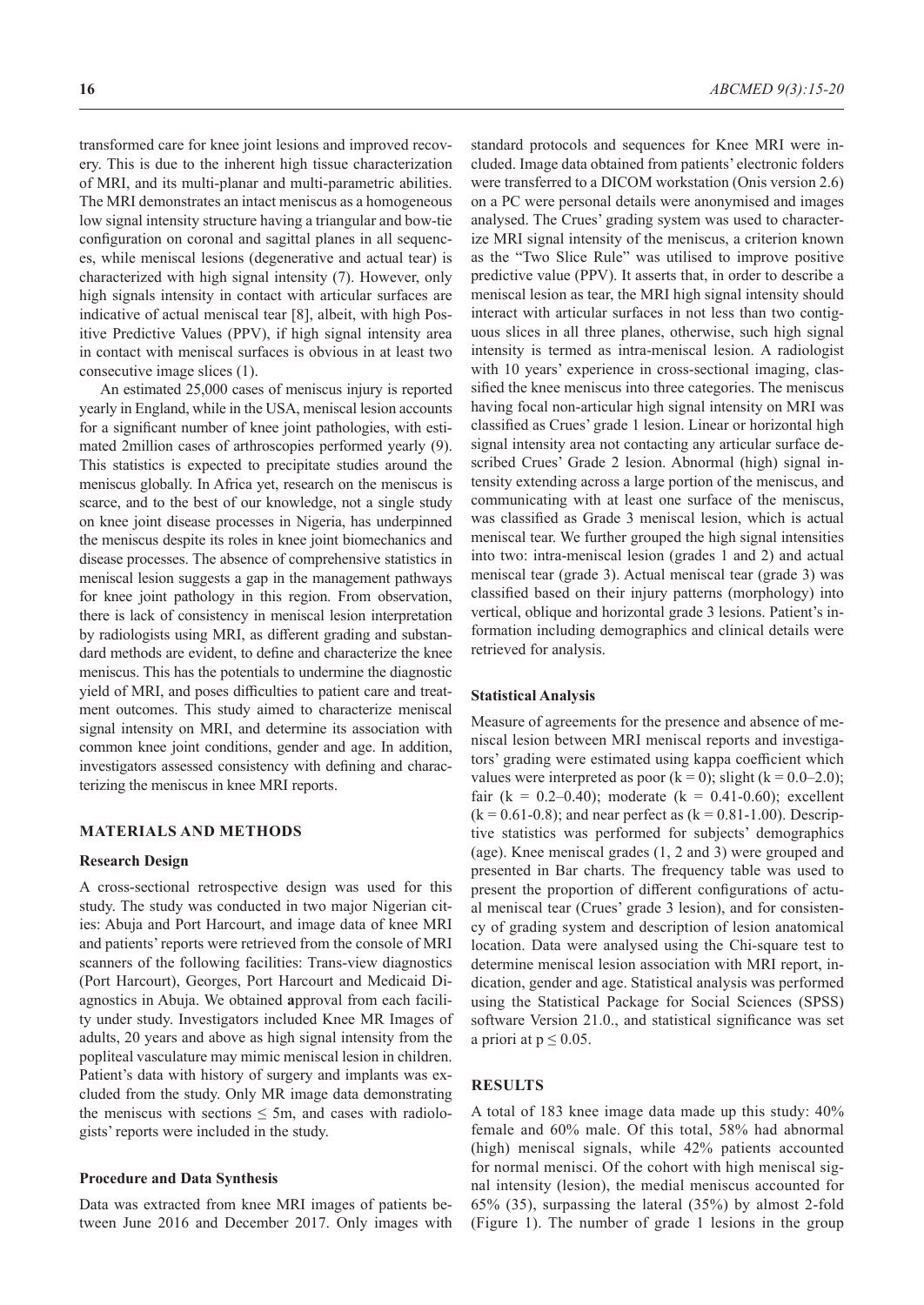transformed care for knee joint lesions and improved recovery. This is due to the inherent high tissue characterization of MRI, and its multi-planar and multi-parametric abilities. The MRI demonstrates an intact meniscus as a homogeneous low signal intensity structure having a triangular and bow-tie configuration on coronal and sagittal planes in all sequences, while meniscal lesions (degenerative and actual tear) is characterized with high signal intensity (7). However, only high signals intensity in contact with articular surfaces are indicative of actual meniscal tear [8], albeit, with high Positive Predictive Values (PPV), if high signal intensity area in contact with meniscal surfaces is obvious in at least two consecutive image slices (1).

An estimated 25,000 cases of meniscus injury is reported yearly in England, while in the USA, meniscal lesion accounts for a significant number of knee joint pathologies, with estimated 2million cases of arthroscopies performed yearly (9). This statistics is expected to precipitate studies around the meniscus globally. In Africa yet, research on the meniscus is scarce, and to the best of our knowledge, not a single study on knee joint disease processes in Nigeria, has underpinned the meniscus despite its roles in knee joint biomechanics and disease processes. The absence of comprehensive statistics in meniscal lesion suggests a gap in the management pathways for knee joint pathology in this region. From observation, there is lack of consistency in meniscal lesion interpretation by radiologists using MRI, as different grading and substandard methods are evident, to define and characterize the knee meniscus. This has the potentials to undermine the diagnostic yield of MRI, and poses difficulties to patient care and treatment outcomes. This study aimed to characterize meniscal signal intensity on MRI, and determine its association with common knee joint conditions, gender and age. In addition, investigators assessed consistency with defining and characterizing the meniscus in knee MRI reports.

## MATERIALS AND METHODS

### Research Design

A cross-sectional retrospective design was used for this study. The study was conducted in two major Nigerian cities: Abuja and Port Harcourt, and image data of knee MRI and patients' reports were retrieved from the console of MRI scanners of the following facilities: Trans-view diagnostics (Port Harcourt), Georges, Port Harcourt and Medicaid Diagnostics in Abuja. We obtained **a**pproval from each facility under study. Investigators included Knee MR Images of adults, 20 years and above as high signal intensity from the popliteal vasculature may mimic meniscal lesion in children. Patient's data with history of surgery and implants was excluded from the study. Only MR image data demonstrating the meniscus with sections ≤ 5m, and cases with radiologists' reports were included in the study.

### Procedure and Data Synthesis

Data was extracted from knee MRI images of patients between June 2016 and December 2017. Only images with standard protocols and sequences for Knee MRI were included. Image data obtained from patients' electronic folders were transferred to a DICOM workstation (Onis version 2.6) on a PC were personal details were anonymised and images analysed. The Crues' grading system was used to characterize MRI signal intensity of the meniscus, a criterion known as the "Two Slice Rule" was utilised to improve positive predictive value (PPV). It asserts that, in order to describe a meniscal lesion as tear, the MRI high signal intensity should interact with articular surfaces in not less than two contiguous slices in all three planes, otherwise, such high signal intensity is termed as intra-meniscal lesion. A radiologist with 10 years' experience in cross-sectional imaging, classified the knee meniscus into three categories. The meniscus having focal non-articular high signal intensity on MRI was classified as Crues' grade 1 lesion. Linear or horizontal high signal intensity area not contacting any articular surface described Crues' Grade 2 lesion. Abnormal (high) signal intensity extending across a large portion of the meniscus, and communicating with at least one surface of the meniscus, was classified as Grade 3 meniscal lesion, which is actual meniscal tear. We further grouped the high signal intensities into two: intra-meniscal lesion (grades 1 and 2) and actual meniscal tear (grade 3). Actual meniscal tear (grade 3) was classified based on their injury patterns (morphology) into vertical, oblique and horizontal grade 3 lesions. Patient's information including demographics and clinical details were retrieved for analysis.

### Statistical Analysis

Measure of agreements for the presence and absence of meniscal lesion between MRI meniscal reports and investigators' grading were estimated using kappa coefficient which values were interpreted as poor ($k = 0$); slight ($k = 0.0$–$2.0$); fair ($k = 0.2$–$0.40$); moderate ($k = 0.41$-$0.60$); excellent ($k = 0.61$-$0.8$); and near perfect as ($k = 0.81$-$1.00$). Descriptive statistics was performed for subjects' demographics (age). Knee meniscal grades (1, 2 and 3) were grouped and presented in Bar charts. The frequency table was used to present the proportion of different configurations of actual meniscal tear (Crues' grade 3 lesion), and for consistency of grading system and description of lesion anatomical location. Data were analysed using the Chi-square test to determine meniscal lesion association with MRI report, indication, gender and age. Statistical analysis was performed using the Statistical Package for Social Sciences (SPSS) software Version 21.0., and statistical significance was set a priori at $p \leq 0.05$.

## RESULTS

A total of 183 knee image data made up this study: 40% female and 60% male. Of this total, 58% had abnormal (high) meniscal signals, while 42% patients accounted for normal menisci. Of the cohort with high meniscal signal intensity (lesion), the medial meniscus accounted for 65% (35), surpassing the lateral (35%) by almost 2-fold (Figure 1). The number of grade 1 lesions in the group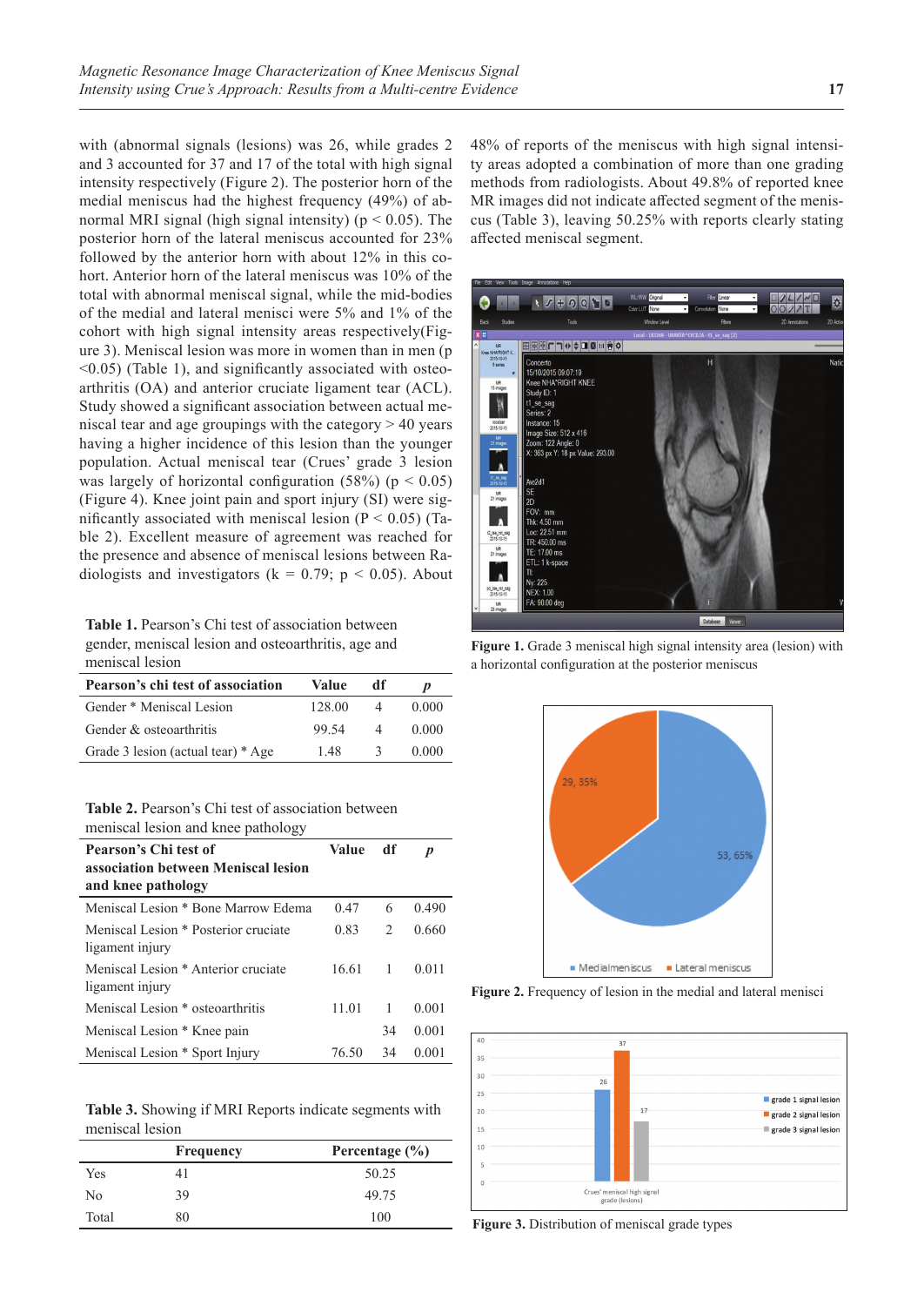with (abnormal signals (lesions) was 26, while grades 2 and 3 accounted for 37 and 17 of the total with high signal intensity respectively (Figure 2). The posterior horn of the medial meniscus had the highest frequency (49%) of abnormal MRI signal (high signal intensity) ($p < 0.05$). The posterior horn of the lateral meniscus accounted for 23% followed by the anterior horn with about 12% in this cohort. Anterior horn of the lateral meniscus was 10% of the total with abnormal meniscal signal, while the mid-bodies of the medial and lateral menisci were 5% and 1% of the cohort with high signal intensity areas respectively(Figure 3). Meniscal lesion was more in women than in men ($p < 0.05$) (Table 1), and significantly associated with osteoarthritis (OA) and anterior cruciate ligament tear (ACL). Study showed a significant association between actual meniscal tear and age groupings with the category > 40 years having a higher incidence of this lesion than the younger population. Actual meniscal tear (Crues' grade 3 lesion was largely of horizontal configuration (58%) ($p < 0.05$) (Figure 4). Knee joint pain and sport injury (SI) were significantly associated with meniscal lesion ($P < 0.05$) (Table 2). Excellent measure of agreement was reached for the presence and absence of meniscal lesions between Radiologists and investigators ($k = 0.79$; $p < 0.05$). About 48% of reports of the meniscus with high signal intensity areas adopted a combination of more than one grading methods from radiologists. About 49.8% of reported knee MR images did not indicate affected segment of the meniscus (Table 3), leaving 50.25% with reports clearly stating affected meniscal segment.

**Table 1.** Pearson's Chi test of association between gender, meniscal lesion and osteoarthritis, age and meniscal lesion

| Pearson's chi test of association | Value | df | *p* |
|---|---|---|---|
| Gender * Meniscal Lesion | 128.00 | 4 | 0.000 |
| Gender & osteoarthritis | 99.54 | 4 | 0.000 |
| Grade 3 lesion (actual tear) * Age | 1.48 | 3 | 0.000 |

**Table 2.** Pearson's Chi test of association between meniscal lesion and knee pathology

| Pearson's Chi test of association between Meniscal lesion and knee pathology | Value | df | *p* |
|---|---|---|---|
| Meniscal Lesion * Bone Marrow Edema | 0.47 | 6 | 0.490 |
| Meniscal Lesion * Posterior cruciate ligament injury | 0.83 | 2 | 0.660 |
| Meniscal Lesion * Anterior cruciate ligament injury | 16.61 | 1 | 0.011 |
| Meniscal Lesion * osteoarthritis | 11.01 | 1 | 0.001 |
| Meniscal Lesion * Knee pain | | 34 | 0.001 |
| Meniscal Lesion * Sport Injury | 76.50 | 34 | 0.001 |

**Table 3.** Showing if MRI Reports indicate segments with meniscal lesion

| | Frequency | Percentage (%) |
|---|---|---|
| Yes | 41 | 50.25 |
| No | 39 | 49.75 |
| Total | 80 | 100 |

**Figure 1.** Grade 3 meniscal high signal intensity area (lesion) with a horizontal configuration at the posterior meniscus

**Figure 2.** Frequency of lesion in the medial and lateral menisci

**Figure 3.** Distribution of meniscal grade types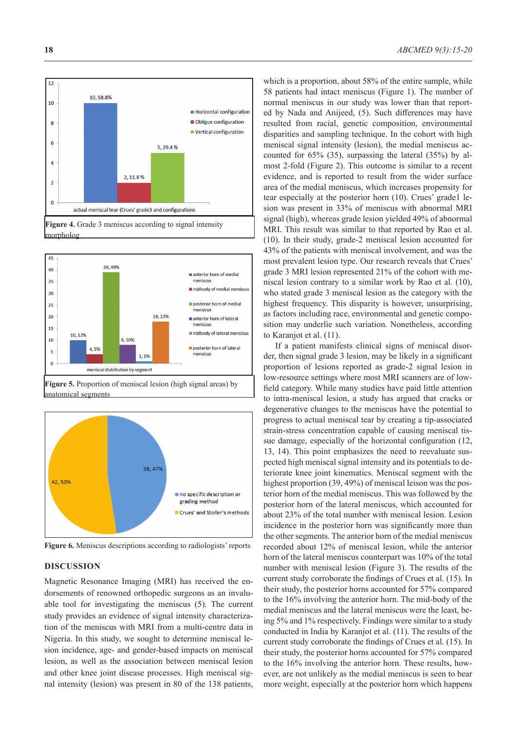**Figure 4.** Grade 3 meniscus according to signal intensity morpholog

**Figure 5.** Proportion of meniscal lesion (high signal areas) by anatomical segments

**Figure 6.** Meniscus descriptions according to radiologists' reports

## DISCUSSION

Magnetic Resonance Imaging (MRI) has received the endorsements of renowned orthopedic surgeons as an invaluable tool for investigating the meniscus (5). The current study provides an evidence of signal intensity characterization of the meniscus with MRI from a multi-centre data in Nigeria. In this study, we sought to determine meniscal lesion incidence, age- and gender-based impacts on meniscal lesion, as well as the association between meniscal lesion and other knee joint disease processes. High meniscal signal intensity (lesion) was present in 80 of the 138 patients, which is a proportion, about 58% of the entire sample, while 58 patients had intact meniscus (Figure 1). The number of normal meniscus in our study was lower than that reported by Nada and Anijeed, (5). Such differences may have resulted from racial, genetic composition, environmental disparities and sampling technique. In the cohort with high meniscal signal intensity (lesion), the medial meniscus accounted for 65% (35), surpassing the lateral (35%) by almost 2-fold (Figure 2). This outcome is similar to a recent evidence, and is reported to result from the wider surface area of the medial meniscus, which increases propensity for tear especially at the posterior horn (10). Crues' grade1 lesion was present in 33% of meniscus with abnormal MRI signal (high), whereas grade lesion yielded 49% of abnormal MRI. This result was similar to that reported by Rao et al. (10). In their study, grade-2 meniscal lesion accounted for 43% of the patients with meniscal involvement, and was the most prevalent lesion type. Our research reveals that Crues' grade 3 MRI lesion represented 21% of the cohort with meniscal lesion contrary to a similar work by Rao et al. (10), who stated grade 3 meniscal lesion as the category with the highest frequency. This disparity is however, unsurprising, as factors including race, environmental and genetic composition may underlie such variation. Nonetheless, according to Karanjot et al. (11).

If a patient manifests clinical signs of meniscal disorder, then signal grade 3 lesion, may be likely in a significant proportion of lesions reported as grade-2 signal lesion in low-resource settings where most MRI scanners are of low-field category. While many studies have paid little attention to intra-meniscal lesion, a study has argued that cracks or degenerative changes to the meniscus have the potential to progress to actual meniscal tear by creating a tip-associated strain-stress concentration capable of causing meniscal tissue damage, especially of the horizontal configuration (12, 13, 14). This point emphasizes the need to reevaluate suspected high meniscal signal intensity and its potentials to deteriorate knee joint kinematics. Meniscal segment with the highest proportion (39, 49%) of meniscal leison was the posterior horn of the medial meniscus. This was followed by the posterior horn of the lateral meniscus, which accounted for about 23% of the total number with meniscal lesion. Lesion incidence in the posterior horn was significantly more than the other segments. The anterior horn of the medial meniscus recorded about 12% of meniscal lesion, while the anterior horn of the lateral meniscus counterpart was 10% of the total number with meniscal lesion (Figure 3). The results of the current study corroborate the findings of Crues et al. (15). In their study, the posterior horns accounted for 57% compared to the 16% involving the anterior horn. The mid-body of the medial meniscus and the lateral meniscus were the least, being 5% and 1% respectively. Findings were similar to a study conducted in India by Karanjot et al. (11). The results of the current study corroborate the findings of Crues et al. (15). In their study, the posterior horns accounted for 57% compared to the 16% involving the anterior horn. These results, however, are not unlikely as the medial meniscus is seen to bear more weight, especially at the posterior horn which happens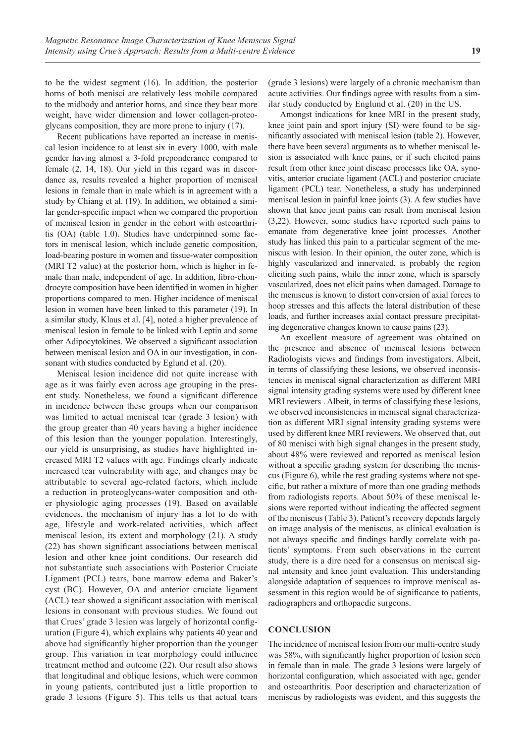to be the widest segment (16). In addition, the posterior horns of both menisci are relatively less mobile compared to the midbody and anterior horns, and since they bear more weight, have wider dimension and lower collagen-proteoglycans composition, they are more prone to injury (17).

Recent publications have reported an increase in meniscal lesion incidence to at least six in every 1000, with male gender having almost a 3-fold preponderance compared to female (2, 14, 18). Our yield in this regard was in discordance as, results revealed a higher proportion of meniscal lesions in female than in male which is in agreement with a study by Chiang et al. (19). In addition, we obtained a similar gender-specific impact when we compared the proportion of meniscal lesion in gender in the cohort with osteoarthritis (OA) (table 1.0). Studies have underpinned some factors in meniscal lesion, which include genetic composition, load-bearing posture in women and tissue-water composition (MRI T2 value) at the posterior horn, which is higher in female than male, independent of age. In addition, fibro-chondrocyte composition have been identified in women in higher proportions compared to men. Higher incidence of meniscal lesion in women have been linked to this parameter (19). In a similar study, Klaus et al. [4], noted a higher prevalence of meniscal lesion in female to be linked with Leptin and some other Adipocytokines. We observed a significant association between meniscal lesion and OA in our investigation, in consonant with studies conducted by Eglund et al. (20).

Meniscal lesion incidence did not quite increase with age as it was fairly even across age grouping in the present study. Nonetheless, we found a significant difference in incidence between these groups when our comparison was limited to actual meniscal tear (grade 3 lesion) with the group greater than 40 years having a higher incidence of this lesion than the younger population. Interestingly, our yield is unsurprising, as studies have highlighted increased MRI T2 values with age. Findings clearly indicate increased tear vulnerability with age, and changes may be attributable to several age-related factors, which include a reduction in proteoglycans-water composition and other physiologic aging processes (19). Based on available evidences, the mechanism of injury has a lot to do with age, lifestyle and work-related activities, which affect meniscal lesion, its extent and morphology (21). A study (22) has shown significant associations between meniscal lesion and other knee joint conditions. Our research did not substantiate such associations with Posterior Cruciate Ligament (PCL) tears, bone marrow edema and Baker's cyst (BC). However, OA and anterior cruciate ligament (ACL) tear showed a significant association with meniscal lesions in consonant with previous studies. We found out that Crues' grade 3 lesion was largely of horizontal configuration (Figure 4), which explains why patients 40 year and above had significantly higher proportion than the younger group. This variation in tear morphology could influence treatment method and outcome (22). Our result also shows that longitudinal and oblique lesions, which were common in young patients, contributed just a little proportion to grade 3 lesions (Figure 5). This tells us that actual tears (grade 3 lesions) were largely of a chronic mechanism than acute activities. Our findings agree with results from a similar study conducted by Englund et al. (20) in the US.

Amongst indications for knee MRI in the present study, knee joint pain and sport injury (SI) were found to be significantly associated with meniscal lesion (table 2). However, there have been several arguments as to whether meniscal lesion is associated with knee pains, or if such elicited pains result from other knee joint disease processes like OA, synovitis, anterior cruciate ligament (ACL) and posterior cruciate ligament (PCL) tear. Nonetheless, a study has underpinned meniscal lesion in painful knee joints (3). A few studies have shown that knee joint pains can result from meniscal lesion (3,22). However, some studies have reported such pains to emanate from degenerative knee joint processes. Another study has linked this pain to a particular segment of the meniscus with lesion. In their opinion, the outer zone, which is highly vascularized and innervated, is probably the region eliciting such pains, while the inner zone, which is sparsely vascularized, does not elicit pains when damaged. Damage to the meniscus is known to distort conversion of axial forces to hoop stresses and this affects the lateral distribution of these loads, and further increases axial contact pressure precipitating degenerative changes known to cause pains (23).

An excellent measure of agreement was obtained on the presence and absence of meniscal lesions between Radiologists views and findings from investigators. Albeit, in terms of classifying these lesions, we observed inconsistencies in meniscal signal characterization as different MRI signal intensity grading systems were used by different knee MRI reviewers . Albeit, in terms of classifying these lesions, we observed inconsistencies in meniscal signal characterization as different MRI signal intensity grading systems were used by different knee MRI reviewers. We observed that, out of 80 menisci with high signal changes in the present study, about 48% were reviewed and reported as meniscal lesion without a specific grading system for describing the meniscus (Figure 6), while the rest grading systems where not specific, but rather a mixture of more than one grading methods from radiologists reports. About 50% of these meniscal lesions were reported without indicating the affected segment of the meniscus (Table 3). Patient's recovery depends largely on image analysis of the meniscus, as clinical evaluation is not always specific and findings hardly correlate with patients' symptoms. From such observations in the current study, there is a dire need for a consensus on meniscal signal intensity and knee joint evaluation. This understanding alongside adaptation of sequences to improve meniscal assessment in this region would be of significance to patients, radiographers and orthopaedic surgeons.

## CONCLUSION

The incidence of meniscal lesion from our multi-centre study was 58%, with significantly higher proportion of lesion seen in female than in male. The grade 3 lesions were largely of horizontal configuration, which associated with age, gender and osteoarthritis. Poor description and characterization of meniscus by radiologists was evident, and this suggests the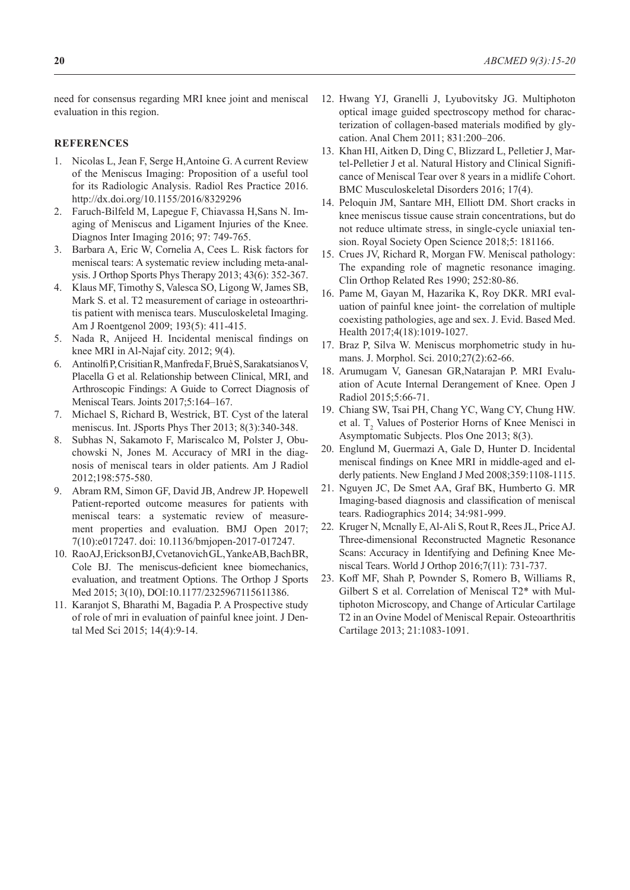need for consensus regarding MRI knee joint and meniscal evaluation in this region.

## REFERENCES

1. Nicolas L, Jean F, Serge H,Antoine G. A current Review of the Meniscus Imaging: Proposition of a useful tool for its Radiologic Analysis. Radiol Res Practice 2016. http://dx.doi.org/10.1155/2016/8329296
2. Faruch-Bilfeld M, Lapegue F, Chiavassa H,Sans N. Imaging of Meniscus and Ligament Injuries of the Knee. Diagnos Inter Imaging 2016; 97: 749-765.
3. Barbara A, Eric W, Cornelia A, Cees L. Risk factors for meniscal tears: A systematic review including meta-analysis. J Orthop Sports Phys Therapy 2013; 43(6): 352-367.
4. Klaus MF, Timothy S, Valesca SO, Ligong W, James SB, Mark S. et al. T2 measurement of cariage in osteoarthritis patient with menisca tears. Musculoskeletal Imaging. Am J Roentgenol 2009; 193(5): 411-415.
5. Nada R, Anijeed H. Incidental meniscal findings on knee MRI in Al-Najaf city. 2012; 9(4).
6. Antinolfi P, Crisitian R, Manfreda F, Bruè S, Sarakatsianos V, Placella G et al. Relationship between Clinical, MRI, and Arthroscopic Findings: A Guide to Correct Diagnosis of Meniscal Tears. Joints 2017;5:164–167.
7. Michael S, Richard B, Westrick, BT. Cyst of the lateral meniscus. Int. JSports Phys Ther 2013; 8(3):340-348.
8. Subhas N, Sakamoto F, Mariscalco M, Polster J, Obuchowski N, Jones M. Accuracy of MRI in the diagnosis of meniscal tears in older patients. Am J Radiol 2012;198:575-580.
9. Abram RM, Simon GF, David JB, Andrew JP. Hopewell Patient-reported outcome measures for patients with meniscal tears: a systematic review of measurement properties and evaluation. BMJ Open 2017; 7(10):e017247. doi: 10.1136/bmjopen-2017-017247.
10. Rao AJ, Erickson BJ, Cvetanovich GL, Yanke AB, Bach BR, Cole BJ. The meniscus-deficient knee biomechanics, evaluation, and treatment Options. The Orthop J Sports Med 2015; 3(10), DOI:10.1177/2325967115611386.
11. Karanjot S, Bharathi M, Bagadia P. A Prospective study of role of mri in evaluation of painful knee joint. J Dental Med Sci 2015; 14(4):9-14.
12. Hwang YJ, Granelli J, Lyubovitsky JG. Multiphoton optical image guided spectroscopy method for characterization of collagen-based materials modified by glycation. Anal Chem 2011; 831:200–206.
13. Khan HI, Aitken D, Ding C, Blizzard L, Pelletier J, Martel-Pelletier J et al. Natural History and Clinical Significance of Meniscal Tear over 8 years in a midlife Cohort. BMC Musculoskeletal Disorders 2016; 17(4).
14. Peloquin JM, Santare MH, Elliott DM. Short cracks in knee meniscus tissue cause strain concentrations, but do not reduce ultimate stress, in single-cycle uniaxial tension. Royal Society Open Science 2018;5: 181166.
15. Crues JV, Richard R, Morgan FW. Meniscal pathology: The expanding role of magnetic resonance imaging. Clin Orthop Related Res 1990; 252:80-86.
16. Pame M, Gayan M, Hazarika K, Roy DKR. MRI evaluation of painful knee joint- the correlation of multiple coexisting pathologies, age and sex. J. Evid. Based Med. Health 2017;4(18):1019-1027.
17. Braz P, Silva W. Meniscus morphometric study in humans. J. Morphol. Sci. 2010;27(2):62-66.
18. Arumugam V, Ganesan GR,Natarajan P. MRI Evaluation of Acute Internal Derangement of Knee. Open J Radiol 2015;5:66-71.
19. Chiang SW, Tsai PH, Chang YC, Wang CY, Chung HW. et al. $T_2$ Values of Posterior Horns of Knee Menisci in Asymptomatic Subjects. Plos One 2013; 8(3).
20. Englund M, Guermazi A, Gale D, Hunter D. Incidental meniscal findings on Knee MRI in middle-aged and elderly patients. New England J Med 2008;359:1108-1115.
21. Nguyen JC, De Smet AA, Graf BK, Humberto G. MR Imaging-based diagnosis and classification of meniscal tears. Radiographics 2014; 34:981-999.
22. Kruger N, Mcnally E, Al-Ali S, Rout R, Rees JL, Price AJ. Three-dimensional Reconstructed Magnetic Resonance Scans: Accuracy in Identifying and Defining Knee Meniscal Tears. World J Orthop 2016;7(11): 731-737.
23. Koff MF, Shah P, Pownder S, Romero B, Williams R, Gilbert S et al. Correlation of Meniscal T2* with Multiphoton Microscopy, and Change of Articular Cartilage T2 in an Ovine Model of Meniscal Repair. Osteoarthritis Cartilage 2013; 21:1083-1091.